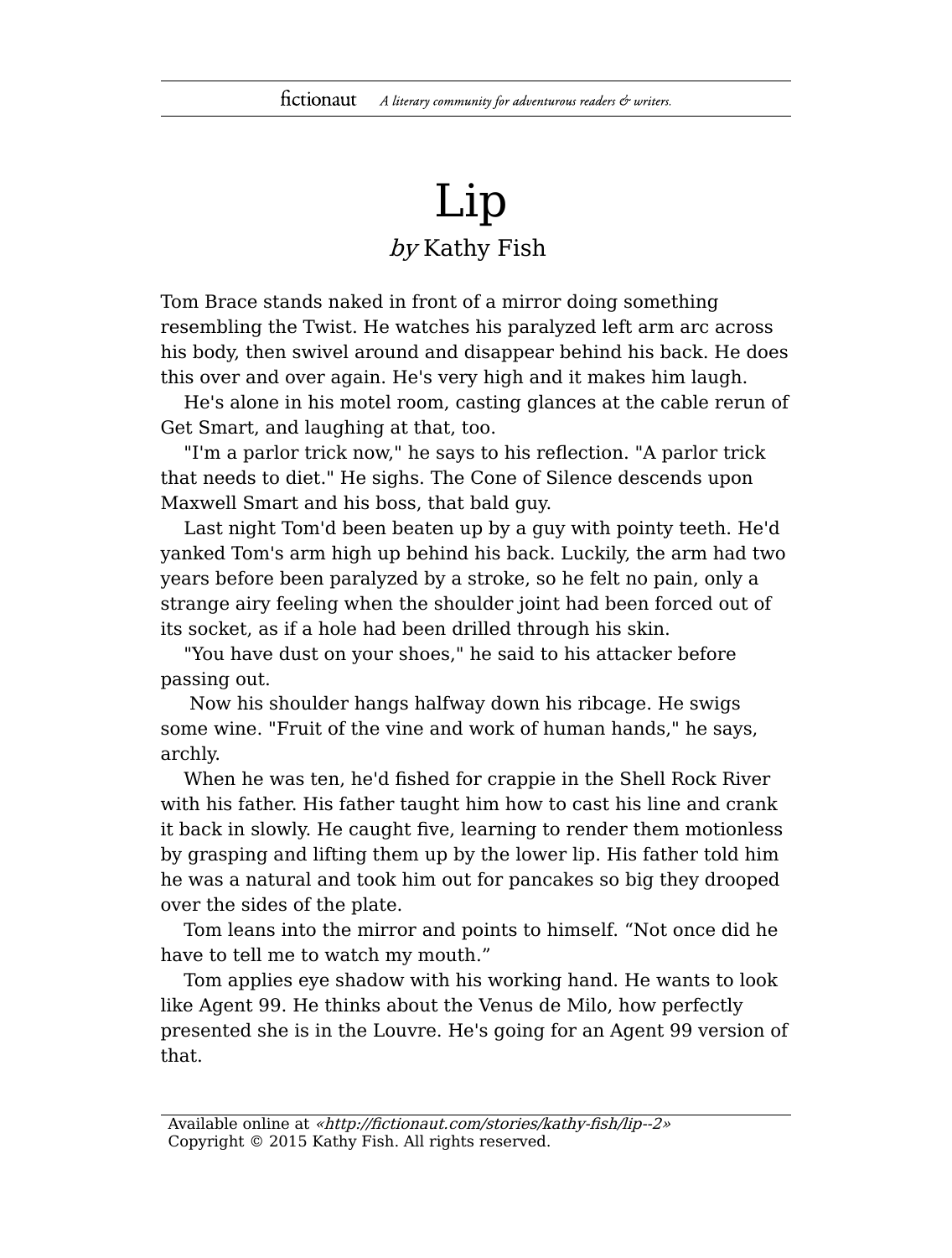# Lip

*by* Kathy Fish

Tom Brace stands naked in front of a mirror doing something resembling the Twist. He watches his paralyzed left arm arc across his body, then swivel around and disappear behind his back. He does this over and over again. He's very high and it makes him laugh.

He's alone in his motel room, casting glances at the cable rerun of Get Smart, and laughing at that, too.

"I'm a parlor trick now," he says to his reflection. "A parlor trick that needs to diet." He sighs. The Cone of Silence descends upon Maxwell Smart and his boss, that bald guy.

Last night Tom'd been beaten up by a guy with pointy teeth. He'd yanked Tom's arm high up behind his back. Luckily, the arm had two years before been paralyzed by a stroke, so he felt no pain, only a strange airy feeling when the shoulder joint had been forced out of its socket, as if a hole had been drilled through his skin.

"You have dust on your shoes," he said to his attacker before passing out.

Now his shoulder hangs halfway down his ribcage. He swigs some wine. "Fruit of the vine and work of human hands," he says, archly.

When he was ten, he'd fished for crappie in the Shell Rock River with his father. His father taught him how to cast his line and crank it back in slowly. He caught five, learning to render them motionless by grasping and lifting them up by the lower lip. His father told him he was a natural and took him out for pancakes so big they drooped over the sides of the plate.

Tom leans into the mirror and points to himself. "Not once did he have to tell me to watch my mouth."

Tom applies eye shadow with his working hand. He wants to look like Agent 99. He thinks about the Venus de Milo, how perfectly presented she is in the Louvre. He's going for an Agent 99 version of that.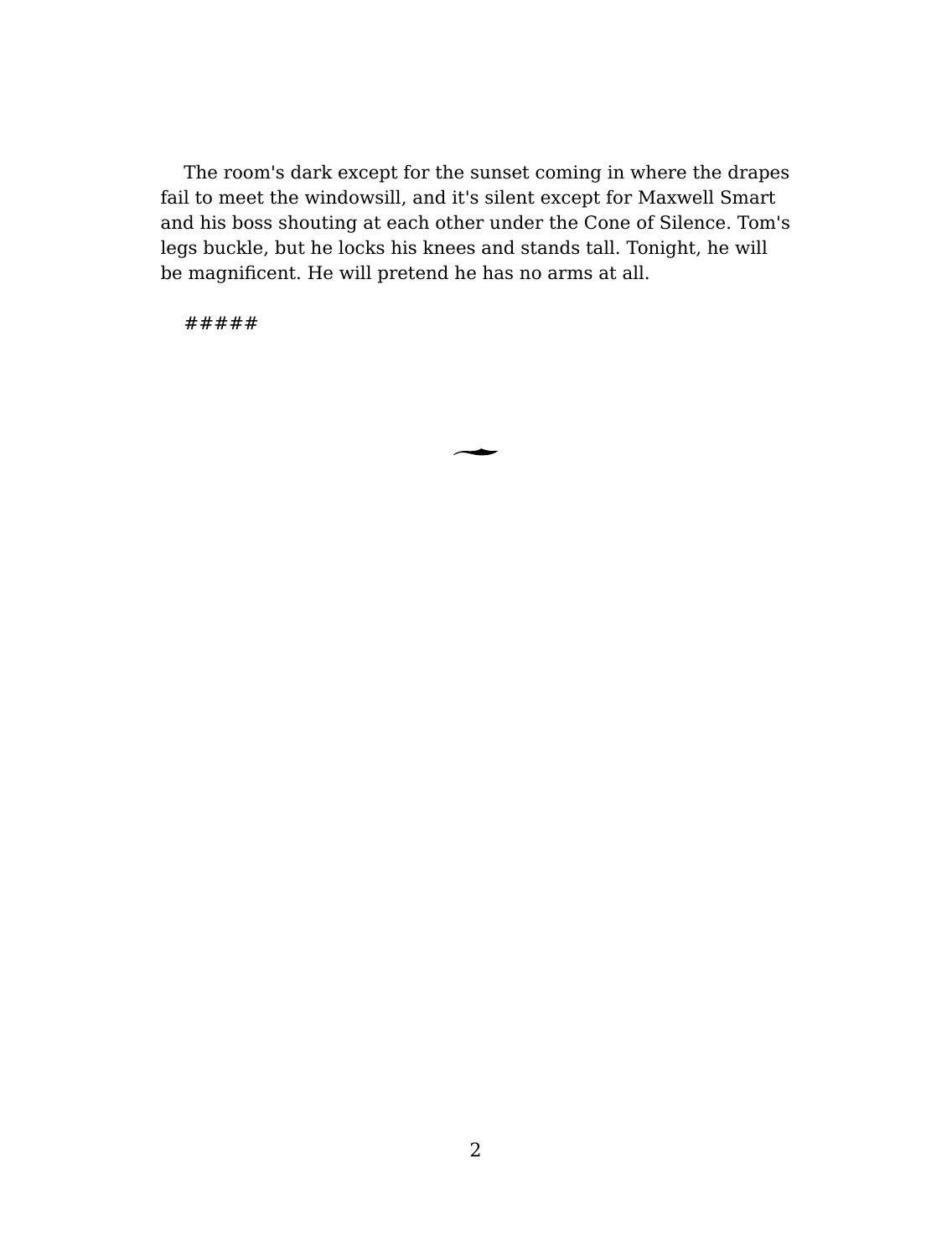The room's dark except for the sunset coming in where the drapes fail to meet the windowsill, and it's silent except for Maxwell Smart and his boss shouting at each other under the Cone of Silence. Tom's legs buckle, but he locks his knees and stands tall. Tonight, he will be magnificent. He will pretend he has no arms at all.

#####